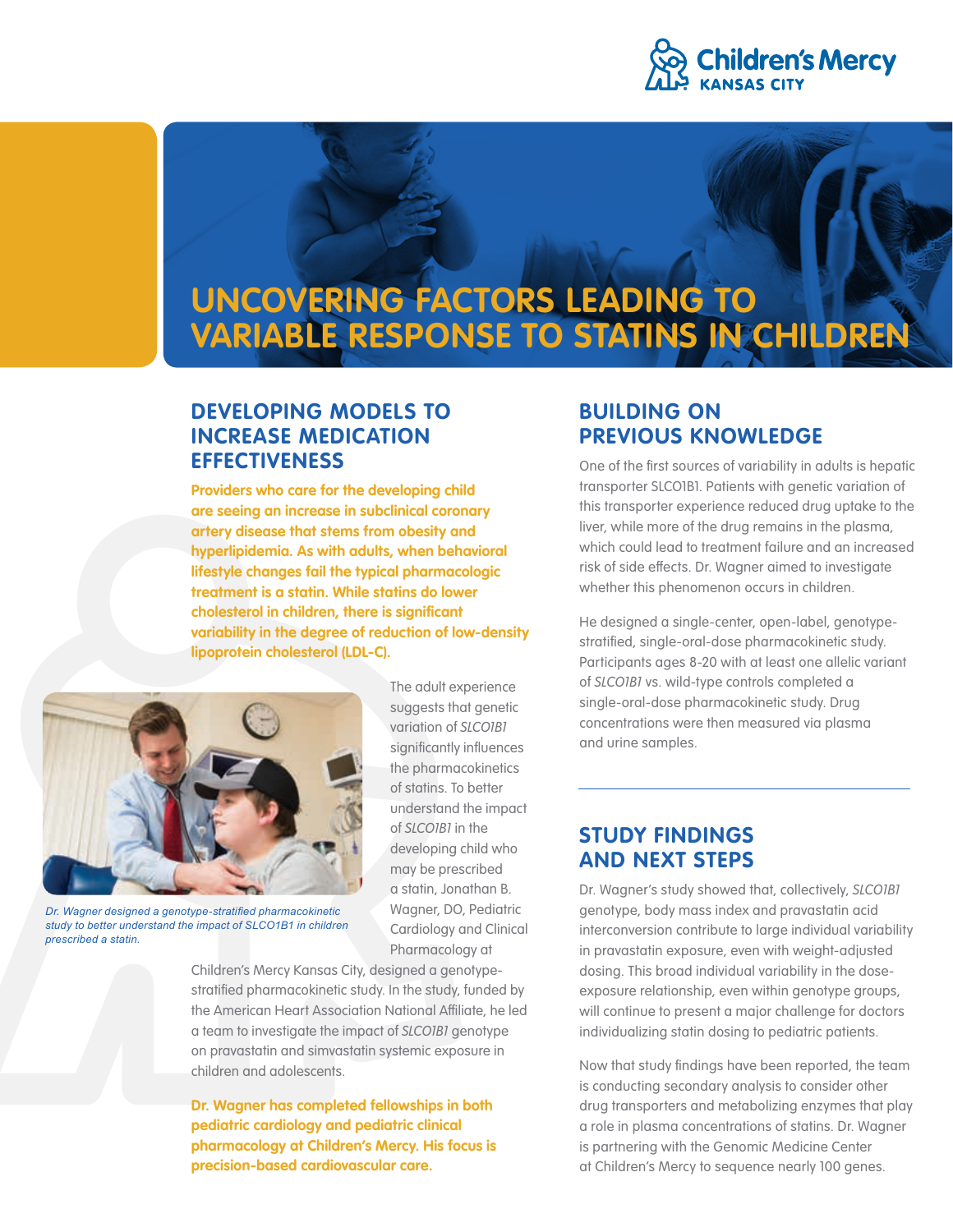# UNCOVERING FACTORS LEADING TO VARIABLE RESPONSE TO STATINS IN CHILDREN

## DEVELOPING MODELS TO INCREASE MEDICATION EFFECTIVENESS

**Providers who care for the developing child are seeing an increase in subclinical coronary artery disease that stems from obesity and hyperlipidemia. As with adults, when behavioral lifestyle changes fail the typical pharmacologic treatment is a statin. While statins do lower cholesterol in children, there is significant variability in the degree of reduction of low-density lipoprotein cholesterol (LDL-C).**

*Dr. Wagner designed a genotype-stratified pharmacokinetic study to better understand the impact of SLCO1B1 in children prescribed a statin.*

The adult experience suggests that genetic variation of *SLCO1B1* significantly influences the pharmacokinetics of statins. To better understand the impact of *SLCO1B1* in the developing child who may be prescribed a statin, Jonathan B. Wagner, DO, Pediatric Cardiology and Clinical Pharmacology at Children's Mercy Kansas City, designed a genotype-stratified pharmacokinetic study. In the study, funded by the American Heart Association National Affiliate, he led a team to investigate the impact of *SLCO1B1* genotype on pravastatin and simvastatin systemic exposure in children and adolescents.

**Dr. Wagner has completed fellowships in both pediatric cardiology and pediatric clinical pharmacology at Children's Mercy. His focus is precision-based cardiovascular care.**

## BUILDING ON PREVIOUS KNOWLEDGE

One of the first sources of variability in adults is hepatic transporter SLCO1B1. Patients with genetic variation of this transporter experience reduced drug uptake to the liver, while more of the drug remains in the plasma, which could lead to treatment failure and an increased risk of side effects. Dr. Wagner aimed to investigate whether this phenomenon occurs in children.

He designed a single-center, open-label, genotype-stratified, single-oral-dose pharmacokinetic study. Participants ages 8-20 with at least one allelic variant of *SLCO1B1* vs. wild-type controls completed a single-oral-dose pharmacokinetic study. Drug concentrations were then measured via plasma and urine samples.

## STUDY FINDINGS AND NEXT STEPS

Dr. Wagner's study showed that, collectively, *SLCO1B1* genotype, body mass index and pravastatin acid interconversion contribute to large individual variability in pravastatin exposure, even with weight-adjusted dosing. This broad individual variability in the dose-exposure relationship, even within genotype groups, will continue to present a major challenge for doctors individualizing statin dosing to pediatric patients.

Now that study findings have been reported, the team is conducting secondary analysis to consider other drug transporters and metabolizing enzymes that play a role in plasma concentrations of statins. Dr. Wagner is partnering with the Genomic Medicine Center at Children's Mercy to sequence nearly 100 genes.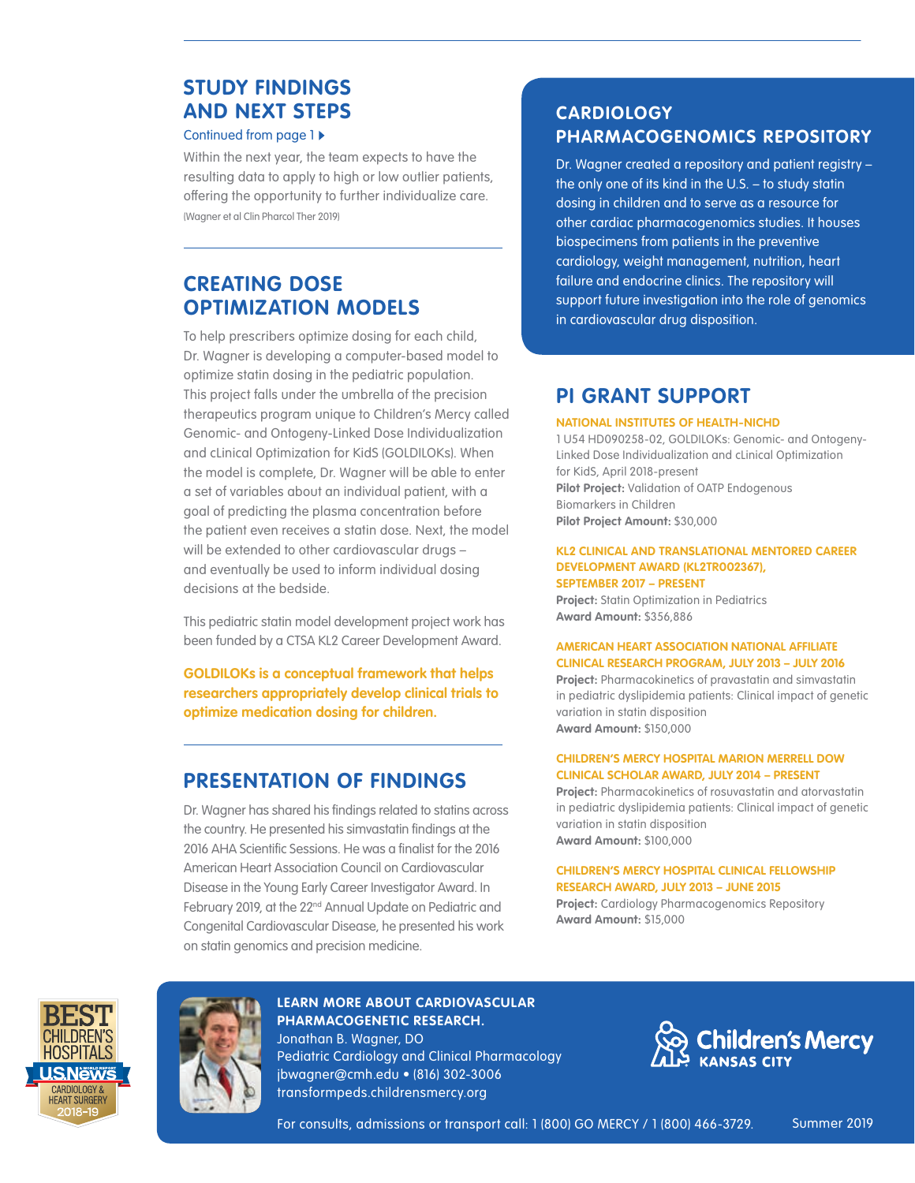## STUDY FINDINGS AND NEXT STEPS

Continued from page 1 ▸

Within the next year, the team expects to have the resulting data to apply to high or low outlier patients, offering the opportunity to further individualize care. (Wagner et al Clin Pharcol Ther 2019)

## CREATING DOSE OPTIMIZATION MODELS

To help prescribers optimize dosing for each child, Dr. Wagner is developing a computer-based model to optimize statin dosing in the pediatric population. This project falls under the umbrella of the precision therapeutics program unique to Children's Mercy called Genomic- and Ontogeny-Linked Dose Individualization and cLinical Optimization for KidS (GOLDILOKs). When the model is complete, Dr. Wagner will be able to enter a set of variables about an individual patient, with a goal of predicting the plasma concentration before the patient even receives a statin dose. Next, the model will be extended to other cardiovascular drugs – and eventually be used to inform individual dosing decisions at the bedside.

This pediatric statin model development project work has been funded by a CTSA KL2 Career Development Award.

**GOLDILOKs is a conceptual framework that helps researchers appropriately develop clinical trials to optimize medication dosing for children.**

## PRESENTATION OF FINDINGS

Dr. Wagner has shared his findings related to statins across the country. He presented his simvastatin findings at the 2016 AHA Scientific Sessions. He was a finalist for the 2016 American Heart Association Council on Cardiovascular Disease in the Young Early Career Investigator Award. In February 2019, at the 22nd Annual Update on Pediatric and Congenital Cardiovascular Disease, he presented his work on statin genomics and precision medicine.

## CARDIOLOGY PHARMACOGENOMICS REPOSITORY

Dr. Wagner created a repository and patient registry – the only one of its kind in the U.S. – to study statin dosing in children and to serve as a resource for other cardiac pharmacogenomics studies. It houses biospecimens from patients in the preventive cardiology, weight management, nutrition, heart failure and endocrine clinics. The repository will support future investigation into the role of genomics in cardiovascular drug disposition.

## PI GRANT SUPPORT

**NATIONAL INSTITUTES OF HEALTH-NICHD**
1 U54 HD090258-02, GOLDILOKs: Genomic- and Ontogeny-Linked Dose Individualization and cLinical Optimization for KidS, April 2018-present
**Pilot Project:** Validation of OATP Endogenous Biomarkers in Children
**Pilot Project Amount:** $30,000

**KL2 CLINICAL AND TRANSLATIONAL MENTORED CAREER DEVELOPMENT AWARD (KL2TR002367), SEPTEMBER 2017 – PRESENT**
**Project:** Statin Optimization in Pediatrics
**Award Amount:** $356,886

**AMERICAN HEART ASSOCIATION NATIONAL AFFILIATE CLINICAL RESEARCH PROGRAM, JULY 2013 – JULY 2016**
**Project:** Pharmacokinetics of pravastatin and simvastatin in pediatric dyslipidemia patients: Clinical impact of genetic variation in statin disposition
**Award Amount:** $150,000

**CHILDREN'S MERCY HOSPITAL MARION MERRELL DOW CLINICAL SCHOLAR AWARD, JULY 2014 – PRESENT**
**Project:** Pharmacokinetics of rosuvastatin and atorvastatin in pediatric dyslipidemia patients: Clinical impact of genetic variation in statin disposition
**Award Amount:** $100,000

**CHILDREN'S MERCY HOSPITAL CLINICAL FELLOWSHIP RESEARCH AWARD, JULY 2013 – JUNE 2015**
**Project:** Cardiology Pharmacogenomics Repository
**Award Amount:** $15,000

BEST CHILDREN'S HOSPITALS U.S.News & WORLD REPORT CARDIOLOGY & HEART SURGERY 2018-19

**LEARN MORE ABOUT CARDIOVASCULAR PHARMACOGENETIC RESEARCH.**
Jonathan B. Wagner, DO
Pediatric Cardiology and Clinical Pharmacology
jbwagner@cmh.edu • (816) 302-3006
transformpeds.childrensmercy.org

Children's Mercy KANSAS CITY

For consults, admissions or transport call: 1 (800) GO MERCY / 1 (800) 466-3729.

Summer 2019